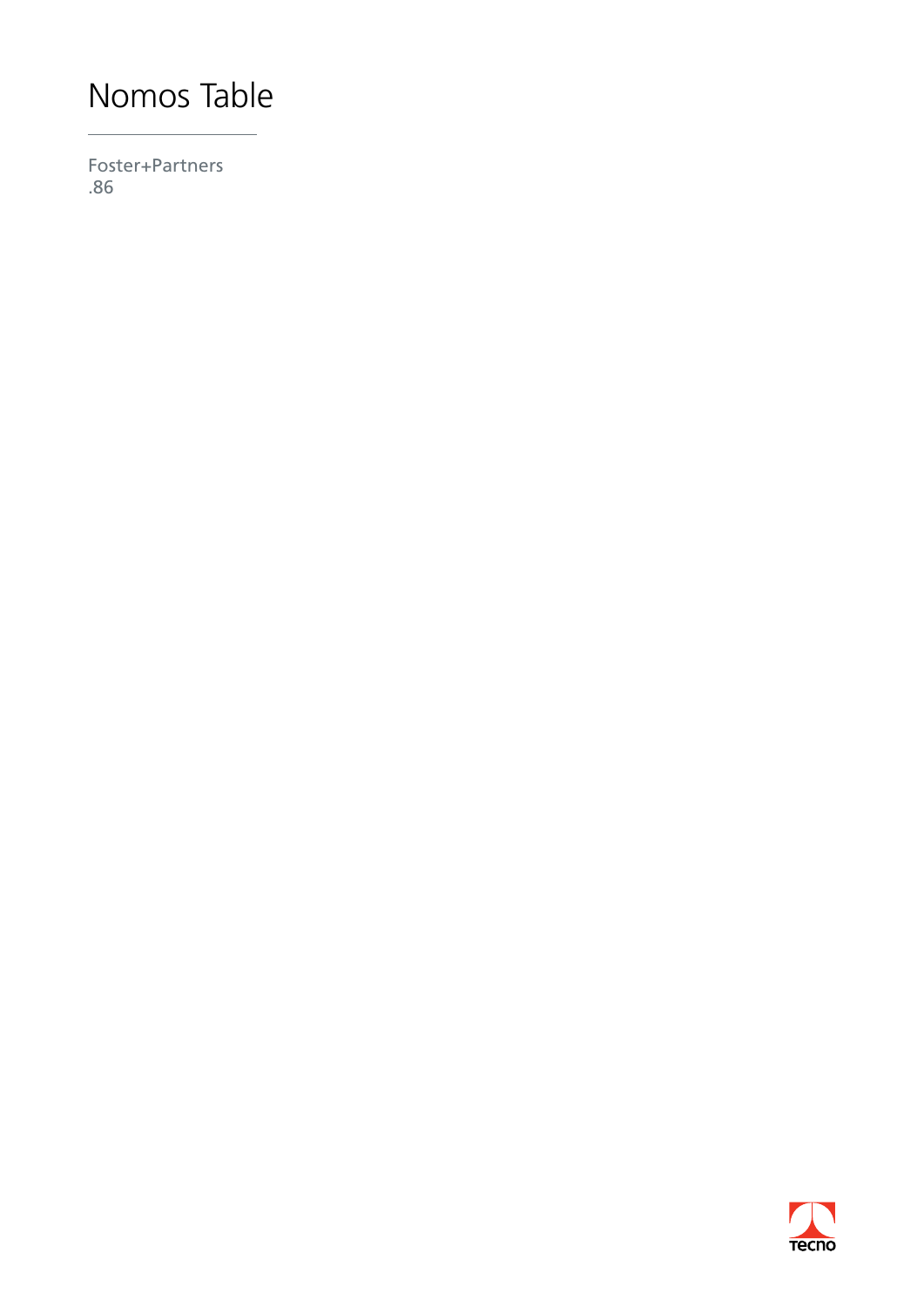# Nomos Table

Foster+Partners
.86

Tecno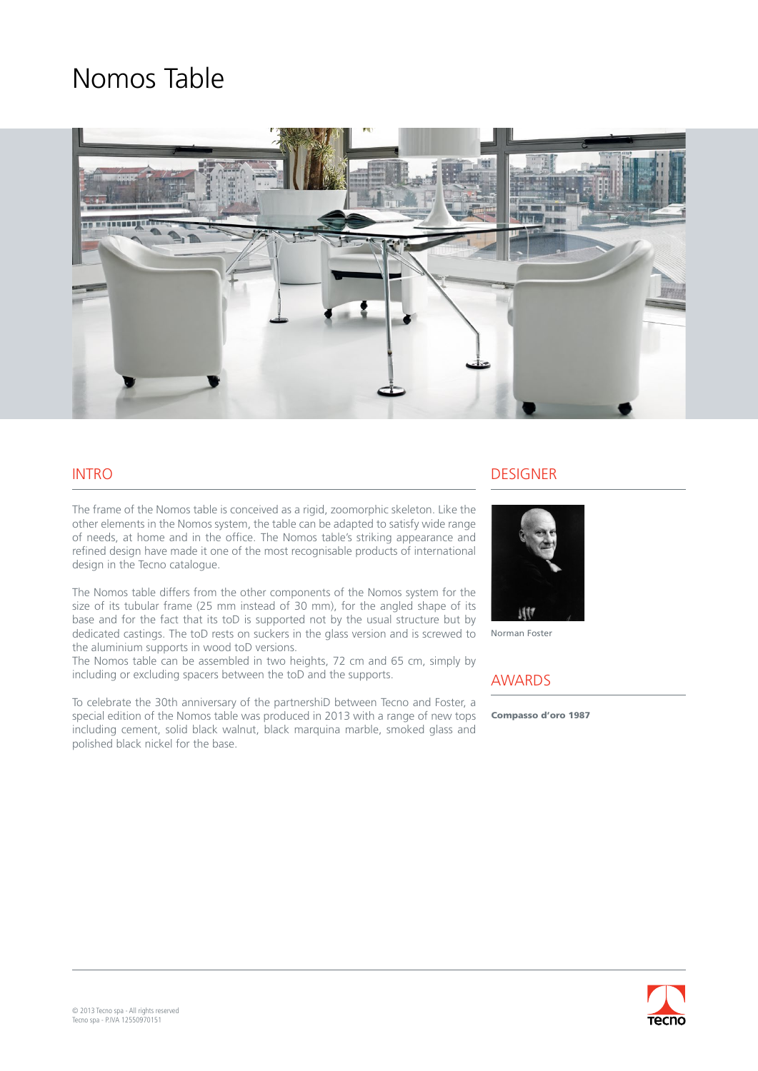# Nomos Table

## INTRO

The frame of the Nomos table is conceived as a rigid, zoomorphic skeleton. Like the other elements in the Nomos system, the table can be adapted to satisfy wide range of needs, at home and in the office. The Nomos table's striking appearance and refined design have made it one of the most recognisable products of international design in the Tecno catalogue.

The Nomos table differs from the other components of the Nomos system for the size of its tubular frame (25 mm instead of 30 mm), for the angled shape of its base and for the fact that its toD is supported not by the usual structure but by dedicated castings. The toD rests on suckers in the glass version and is screwed to the aluminium supports in wood toD versions.
The Nomos table can be assembled in two heights, 72 cm and 65 cm, simply by including or excluding spacers between the toD and the supports.

To celebrate the 30th anniversary of the partnershiD between Tecno and Foster, a special edition of the Nomos table was produced in 2013 with a range of new tops including cement, solid black walnut, black marquina marble, smoked glass and polished black nickel for the base.

## DESIGNER

Norman Foster

## AWARDS

**Compasso d'oro 1987**

© 2013 Tecno spa - All rights reserved
Tecno spa - P.IVA 12550970151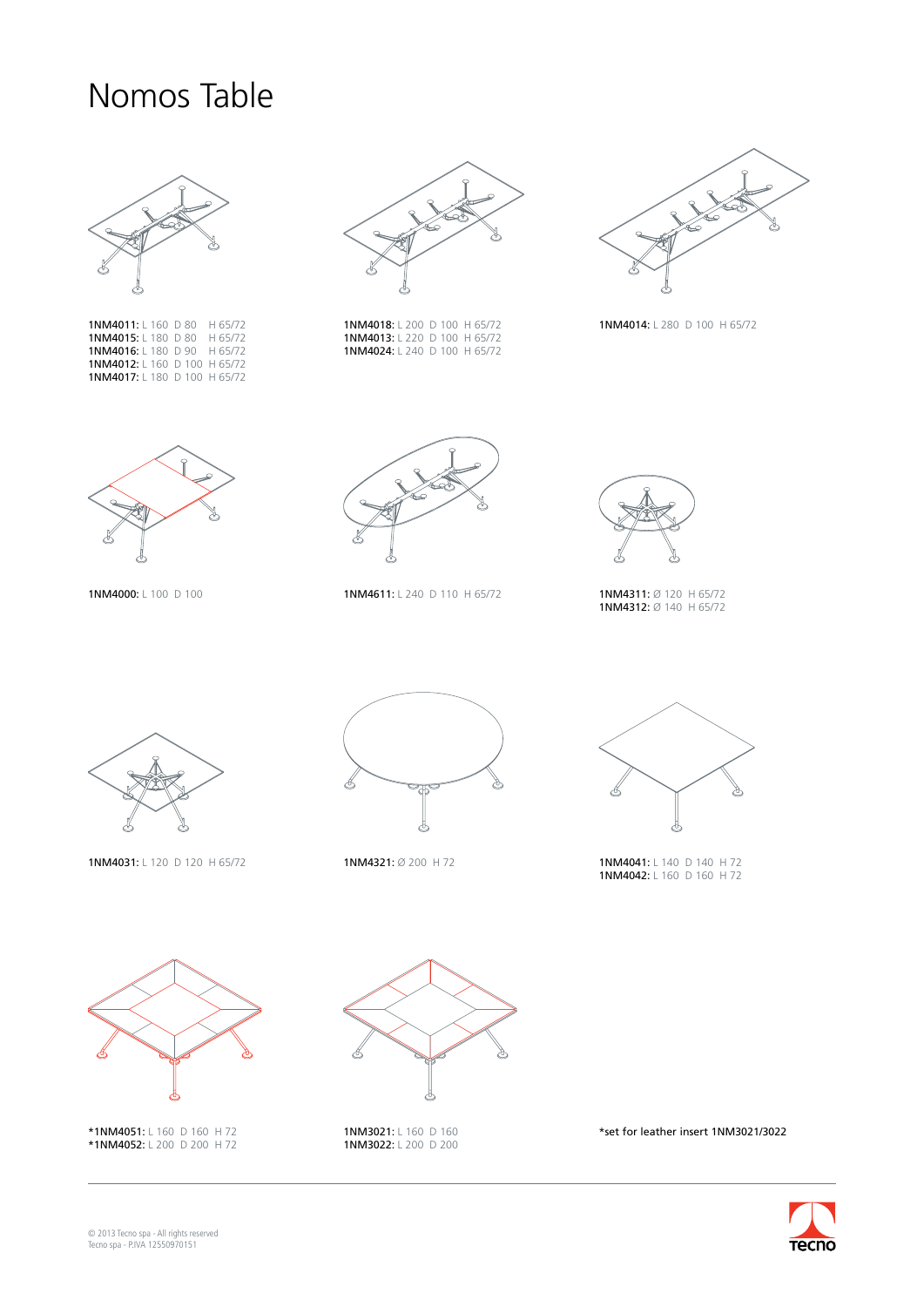# Nomos Table

**1NM4011:** L 160 D 80 H 65/72
**1NM4015:** L 180 D 80 H 65/72
**1NM4016:** L 180 D 90 H 65/72
**1NM4012:** L 160 D 100 H 65/72
**1NM4017:** L 180 D 100 H 65/72

**1NM4018:** L 200 D 100 H 65/72
**1NM4013:** L 220 D 100 H 65/72
**1NM4024:** L 240 D 100 H 65/72

**1NM4014:** L 280 D 100 H 65/72

**1NM4000:** L 100 D 100

**1NM4611:** L 240 D 110 H 65/72

**1NM4311:** Ø 120 H 65/72
**1NM4312:** Ø 140 H 65/72

**1NM4031:** L 120 D 120 H 65/72

**1NM4321:** Ø 200 H 72

**1NM4041:** L 140 D 140 H 72
**1NM4042:** L 160 D 160 H 72

***1NM4051:** L 160 D 160 H 72
***1NM4052:** L 200 D 200 H 72

**1NM3021:** L 160 D 160
**1NM3022:** L 200 D 200

*set for leather insert 1NM3021/3022

© 2013 Tecno spa - All rights reserved
Tecno spa - P.IVA 12550970151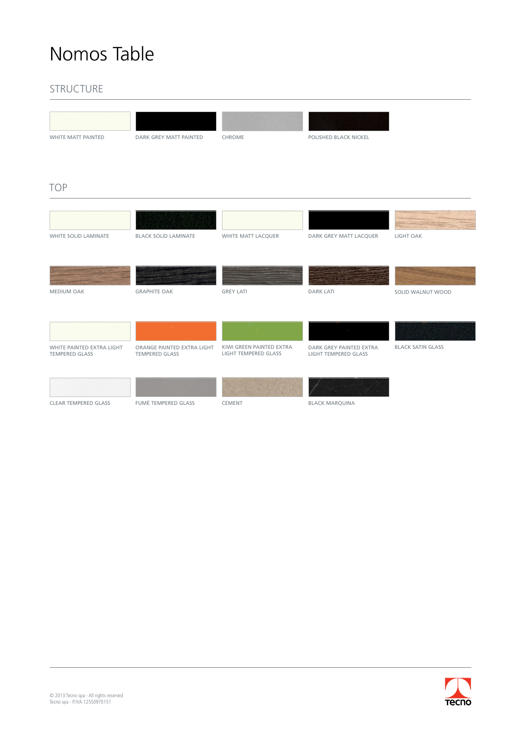# Nomos Table

## STRUCTURE

- WHITE MATT PAINTED
- DARK GREY MATT PAINTED
- CHROME
- POLISHED BLACK NICKEL

## TOP

- WHITE SOLID LAMINATE
- BLACK SOLID LAMINATE
- WHITE MATT LACQUER
- DARK GREY MATT LACQUER
- LIGHT OAK
- MEDIUM OAK
- GRAPHITE OAK
- GREY LATI
- DARK LATI
- SOLID WALNUT WOOD
- WHITE PAINTED EXTRA LIGHT TEMPERED GLASS
- ORANGE PAINTED EXTRA LIGHT TEMPERED GLASS
- KIWI GREEN PAINTED EXTRA LIGHT TEMPERED GLASS
- DARK GREY PAINTED EXTRA LIGHT TEMPERED GLASS
- BLACK SATIN GLASS
- CLEAR TEMPERED GLASS
- FUMÈ TEMPERED GLASS
- CEMENT
- BLACK MARQUINA

© 2013 Tecno spa - All rights reserved
Tecno spa - P.IVA 12550970151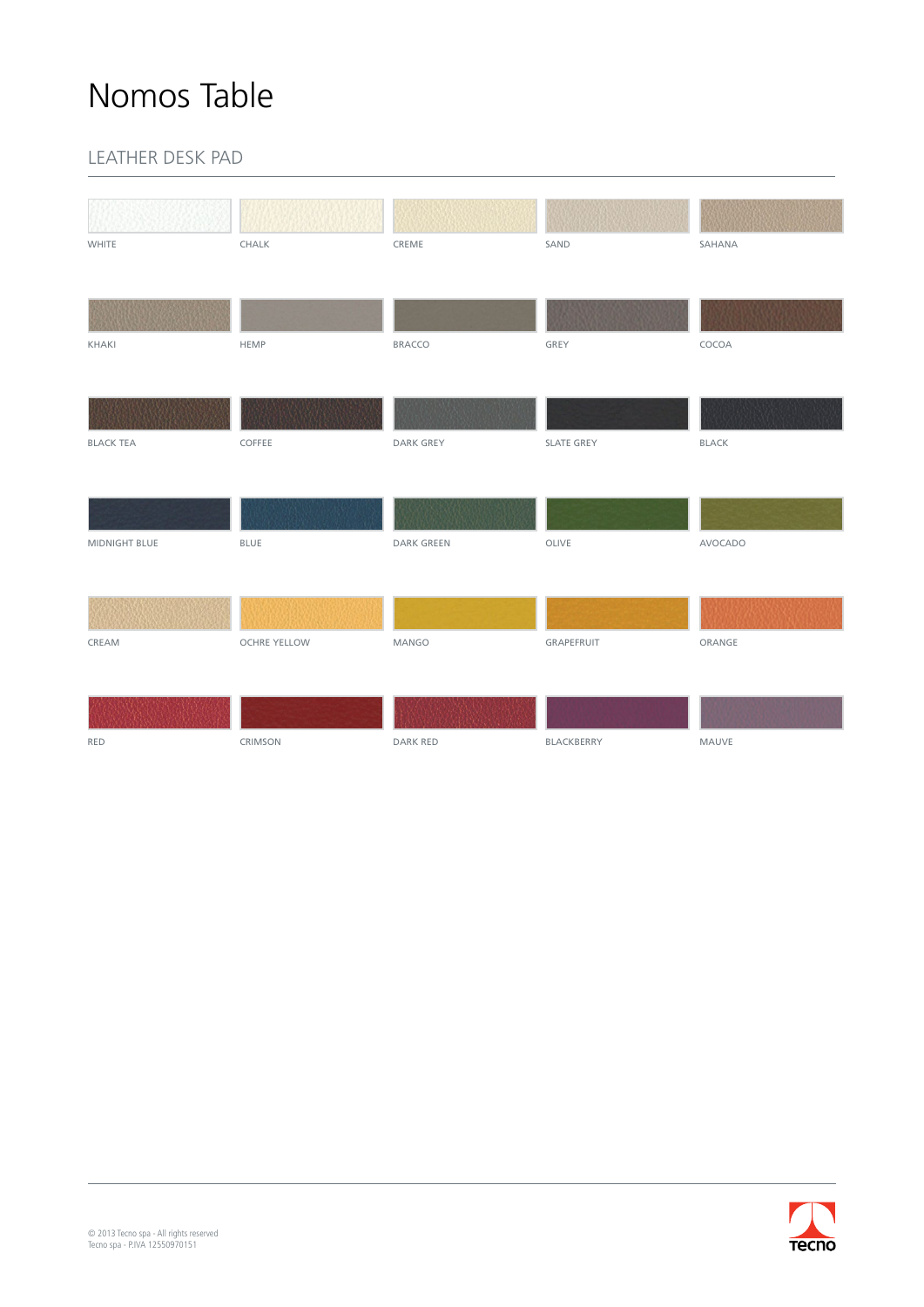# Nomos Table

## LEATHER DESK PAD

| | | | | |
|---|---|---|---|---|
| WHITE | CHALK | CREME | SAND | SAHANA |
| KHAKI | HEMP | BRACCO | GREY | COCOA |
| BLACK TEA | COFFEE | DARK GREY | SLATE GREY | BLACK |
| MIDNIGHT BLUE | BLUE | DARK GREEN | OLIVE | AVOCADO |
| CREAM | OCHRE YELLOW | MANGO | GRAPEFRUIT | ORANGE |
| RED | CRIMSON | DARK RED | BLACKBERRY | MAUVE |

© 2013 Tecno spa - All rights reserved
Tecno spa - P.IVA 12550970151

Tecno